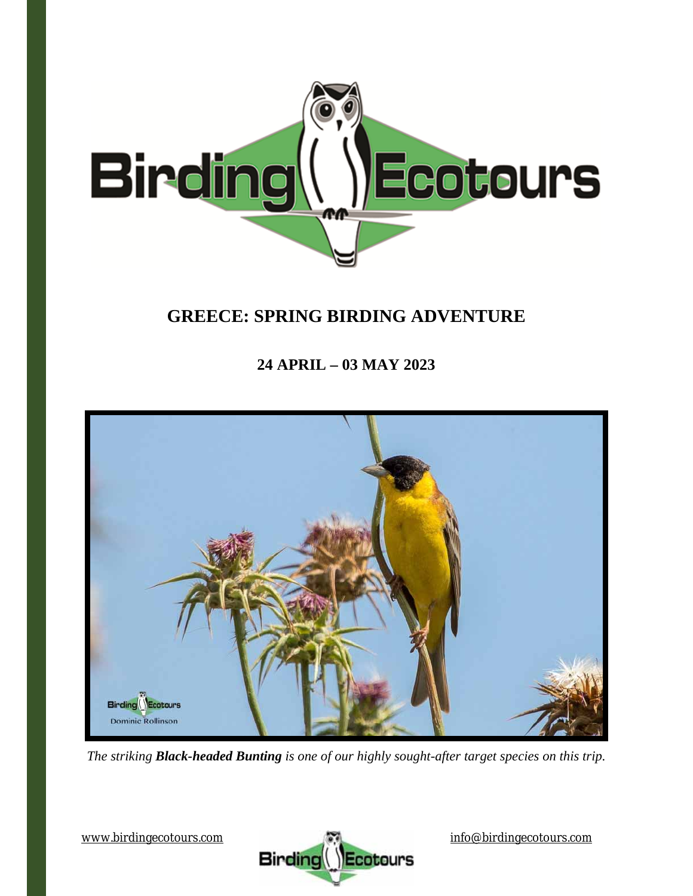# GREECE: SPRING BIRDING ADVENTURE

## 24 APRIL – 03 MAY 2023

*The striking **Black-headed Bunting** is one of our highly sought-after target species on this trip.*

www.birdingecotours.com

info@birdingecotours.com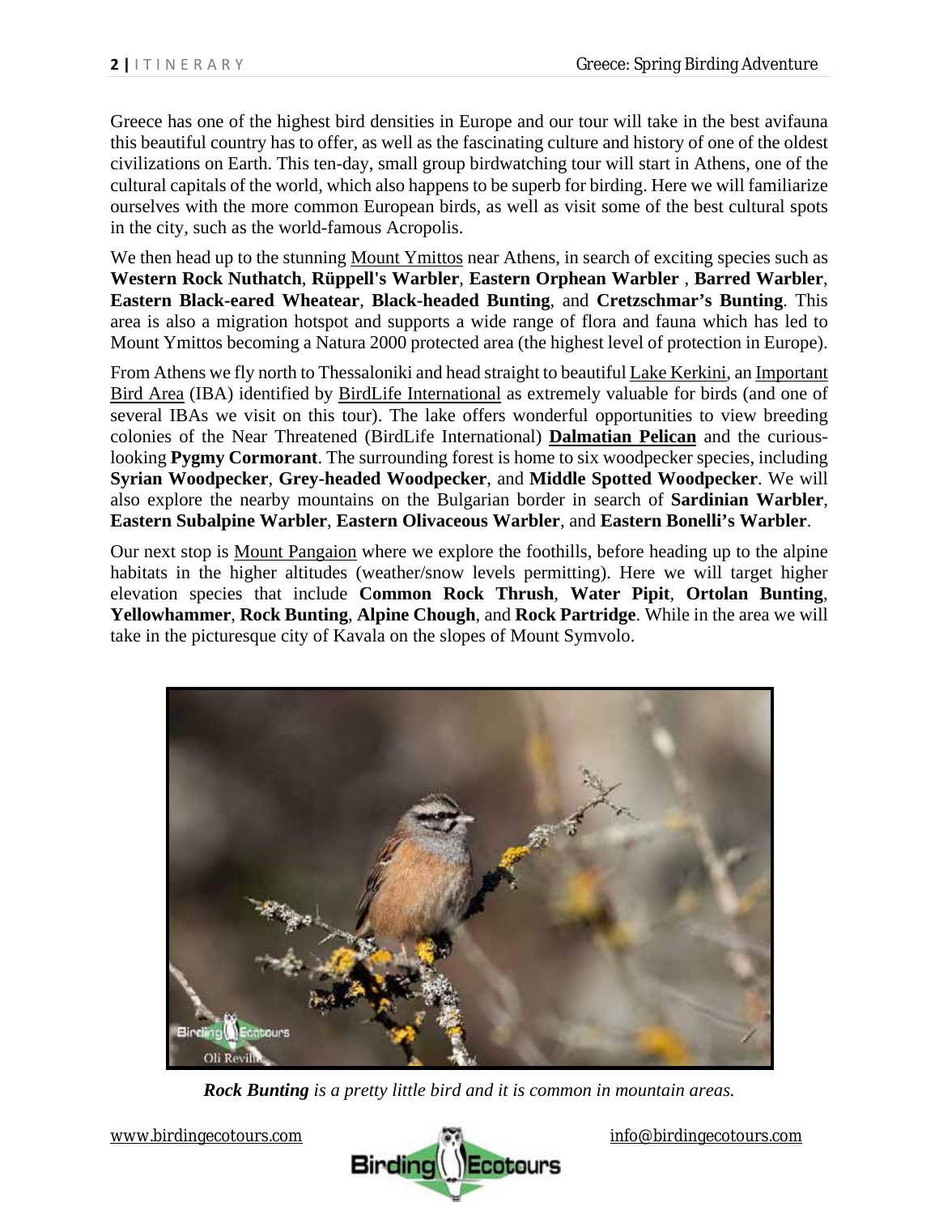Greece has one of the highest bird densities in Europe and our tour will take in the best avifauna this beautiful country has to offer, as well as the fascinating culture and history of one of the oldest civilizations on Earth. This ten-day, small group birdwatching tour will start in Athens, one of the cultural capitals of the world, which also happens to be superb for birding. Here we will familiarize ourselves with the more common European birds, as well as visit some of the best cultural spots in the city, such as the world-famous Acropolis.

We then head up to the stunning Mount Ymittos near Athens, in search of exciting species such as **Western Rock Nuthatch**, **Rüppell's Warbler**, **Eastern Orphean Warbler** , **Barred Warbler**, **Eastern Black-eared Wheatear**, **Black-headed Bunting**, and **Cretzschmar's Bunting**. This area is also a migration hotspot and supports a wide range of flora and fauna which has led to Mount Ymittos becoming a Natura 2000 protected area (the highest level of protection in Europe).

From Athens we fly north to Thessaloniki and head straight to beautiful Lake Kerkini, an Important Bird Area (IBA) identified by BirdLife International as extremely valuable for birds (and one of several IBAs we visit on this tour). The lake offers wonderful opportunities to view breeding colonies of the Near Threatened (BirdLife International) **Dalmatian Pelican** and the curious-looking **Pygmy Cormorant**. The surrounding forest is home to six woodpecker species, including **Syrian Woodpecker**, **Grey-headed Woodpecker**, and **Middle Spotted Woodpecker**. We will also explore the nearby mountains on the Bulgarian border in search of **Sardinian Warbler**, **Eastern Subalpine Warbler**, **Eastern Olivaceous Warbler**, and **Eastern Bonelli's Warbler**.

Our next stop is Mount Pangaion where we explore the foothills, before heading up to the alpine habitats in the higher altitudes (weather/snow levels permitting). Here we will target higher elevation species that include **Common Rock Thrush**, **Water Pipit**, **Ortolan Bunting**, **Yellowhammer**, **Rock Bunting**, **Alpine Chough**, and **Rock Partridge**. While in the area we will take in the picturesque city of Kavala on the slopes of Mount Symvolo.

***Rock Bunting** is a pretty little bird and it is common in mountain areas.*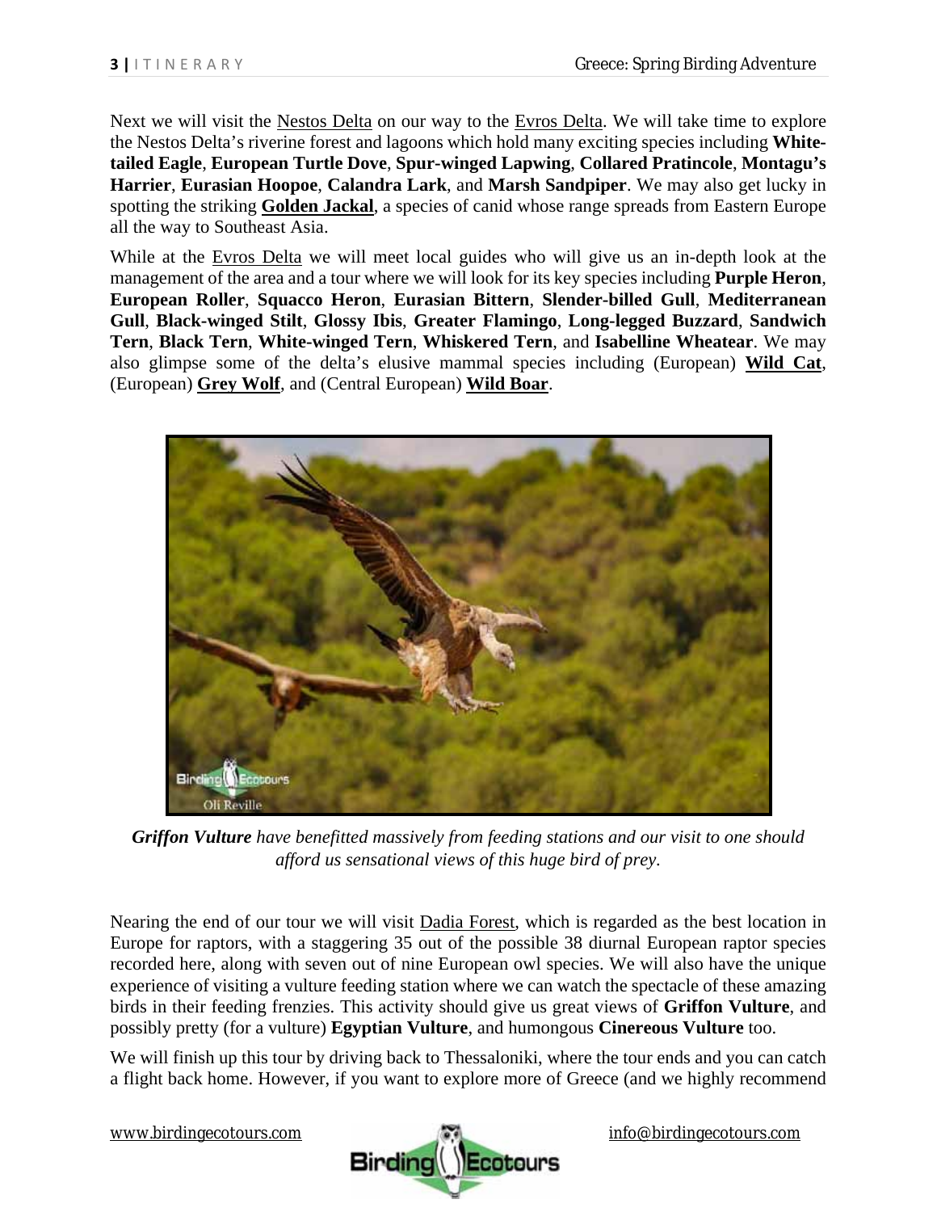Next we will visit the Nestos Delta on our way to the Evros Delta. We will take time to explore the Nestos Delta's riverine forest and lagoons which hold many exciting species including **White-tailed Eagle**, **European Turtle Dove**, **Spur-winged Lapwing**, **Collared Pratincole**, **Montagu's Harrier**, **Eurasian Hoopoe**, **Calandra Lark**, and **Marsh Sandpiper**. We may also get lucky in spotting the striking **Golden Jackal**, a species of canid whose range spreads from Eastern Europe all the way to Southeast Asia.

While at the Evros Delta we will meet local guides who will give us an in-depth look at the management of the area and a tour where we will look for its key species including **Purple Heron**, **European Roller**, **Squacco Heron**, **Eurasian Bittern**, **Slender-billed Gull**, **Mediterranean Gull**, **Black-winged Stilt**, **Glossy Ibis**, **Greater Flamingo**, **Long-legged Buzzard**, **Sandwich Tern**, **Black Tern**, **White-winged Tern**, **Whiskered Tern**, and **Isabelline Wheatear**. We may also glimpse some of the delta's elusive mammal species including (European) **Wild Cat**, (European) **Grey Wolf**, and (Central European) **Wild Boar**.

***Griffon Vulture** have benefitted massively from feeding stations and our visit to one should afford us sensational views of this huge bird of prey.*

Nearing the end of our tour we will visit Dadia Forest, which is regarded as the best location in Europe for raptors, with a staggering 35 out of the possible 38 diurnal European raptor species recorded here, along with seven out of nine European owl species. We will also have the unique experience of visiting a vulture feeding station where we can watch the spectacle of these amazing birds in their feeding frenzies. This activity should give us great views of **Griffon Vulture**, and possibly pretty (for a vulture) **Egyptian Vulture**, and humongous **Cinereous Vulture** too.

We will finish up this tour by driving back to Thessaloniki, where the tour ends and you can catch a flight back home. However, if you want to explore more of Greece (and we highly recommend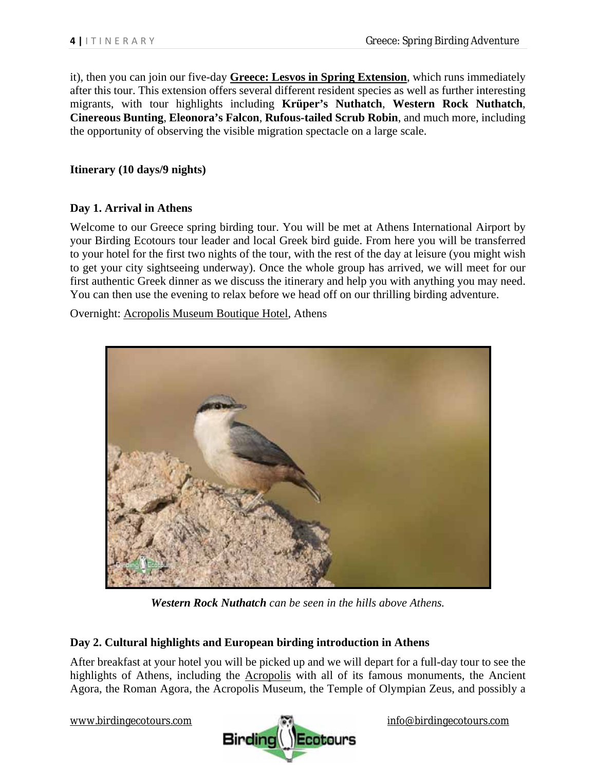it), then you can join our five-day **Greece: Lesvos in Spring Extension**, which runs immediately after this tour. This extension offers several different resident species as well as further interesting migrants, with tour highlights including **Krüper's Nuthatch**, **Western Rock Nuthatch**, **Cinereous Bunting**, **Eleonora's Falcon**, **Rufous-tailed Scrub Robin**, and much more, including the opportunity of observing the visible migration spectacle on a large scale.

**Itinerary (10 days/9 nights)**

**Day 1. Arrival in Athens**

Welcome to our Greece spring birding tour. You will be met at Athens International Airport by your Birding Ecotours tour leader and local Greek bird guide. From here you will be transferred to your hotel for the first two nights of the tour, with the rest of the day at leisure (you might wish to get your city sightseeing underway). Once the whole group has arrived, we will meet for our first authentic Greek dinner as we discuss the itinerary and help you with anything you may need. You can then use the evening to relax before we head off on our thrilling birding adventure.

Overnight: Acropolis Museum Boutique Hotel, Athens

***Western Rock Nuthatch** can be seen in the hills above Athens.*

**Day 2. Cultural highlights and European birding introduction in Athens**

After breakfast at your hotel you will be picked up and we will depart for a full-day tour to see the highlights of Athens, including the Acropolis with all of its famous monuments, the Ancient Agora, the Roman Agora, the Acropolis Museum, the Temple of Olympian Zeus, and possibly a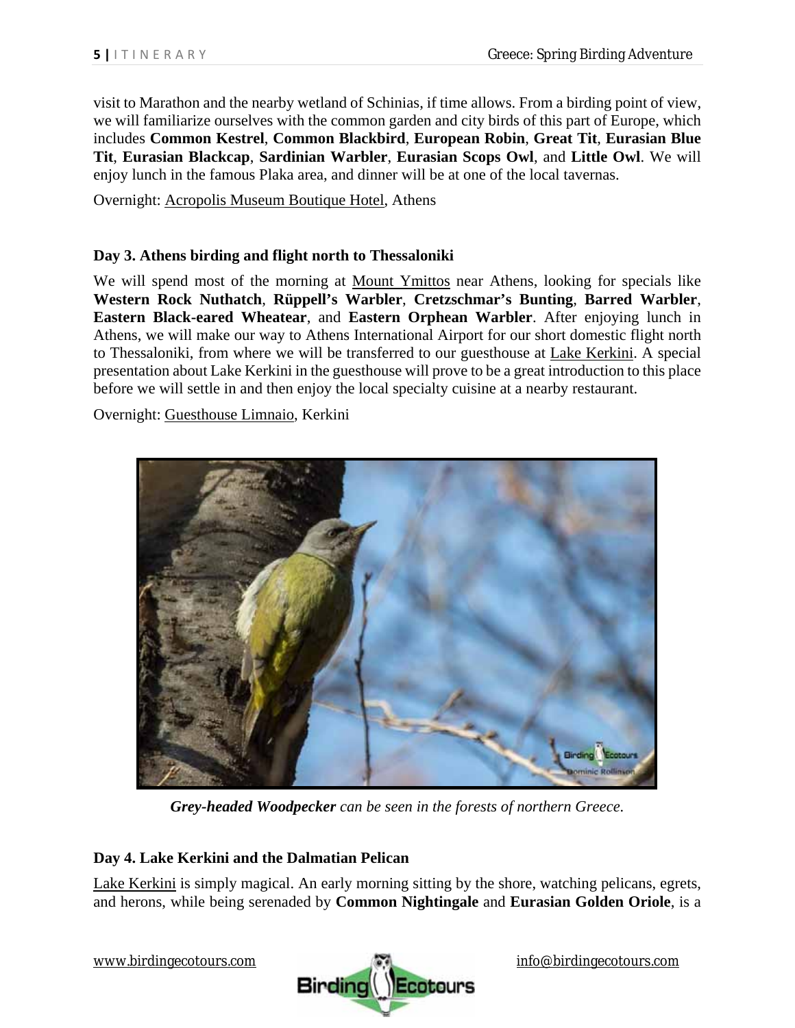visit to Marathon and the nearby wetland of Schinias, if time allows. From a birding point of view, we will familiarize ourselves with the common garden and city birds of this part of Europe, which includes **Common Kestrel**, **Common Blackbird**, **European Robin**, **Great Tit**, **Eurasian Blue Tit**, **Eurasian Blackcap**, **Sardinian Warbler**, **Eurasian Scops Owl**, and **Little Owl**. We will enjoy lunch in the famous Plaka area, and dinner will be at one of the local tavernas.

Overnight: Acropolis Museum Boutique Hotel, Athens

### Day 3. Athens birding and flight north to Thessaloniki

We will spend most of the morning at Mount Ymittos near Athens, looking for specials like **Western Rock Nuthatch**, **Rüppell's Warbler**, **Cretzschmar's Bunting**, **Barred Warbler**, **Eastern Black-eared Wheatear**, and **Eastern Orphean Warbler**. After enjoying lunch in Athens, we will make our way to Athens International Airport for our short domestic flight north to Thessaloniki, from where we will be transferred to our guesthouse at Lake Kerkini. A special presentation about Lake Kerkini in the guesthouse will prove to be a great introduction to this place before we will settle in and then enjoy the local specialty cuisine at a nearby restaurant.

Overnight: Guesthouse Limnaio, Kerkini

***Grey-headed Woodpecker*** *can be seen in the forests of northern Greece.*

### Day 4. Lake Kerkini and the Dalmatian Pelican

Lake Kerkini is simply magical. An early morning sitting by the shore, watching pelicans, egrets, and herons, while being serenaded by **Common Nightingale** and **Eurasian Golden Oriole**, is a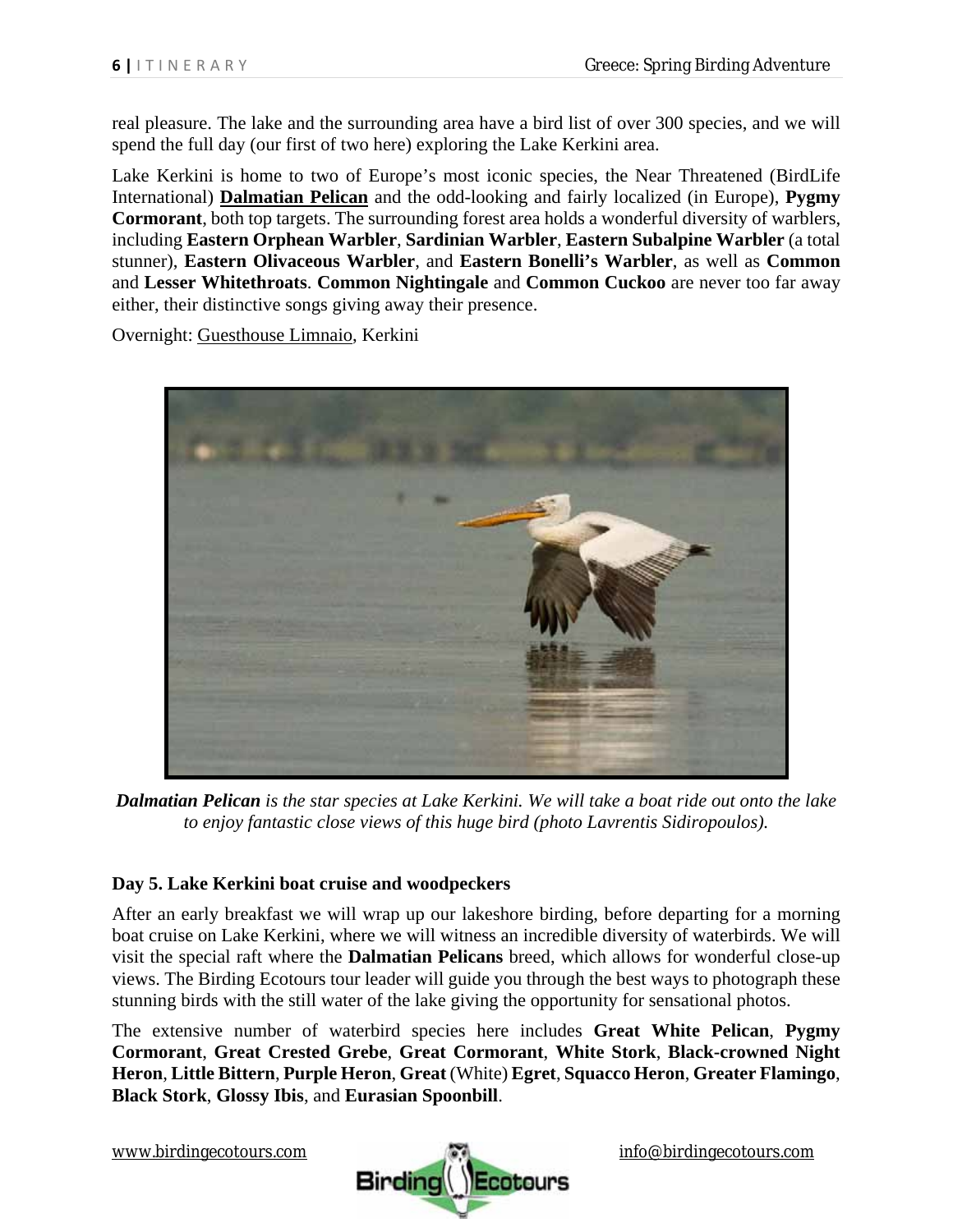real pleasure. The lake and the surrounding area have a bird list of over 300 species, and we will spend the full day (our first of two here) exploring the Lake Kerkini area.

Lake Kerkini is home to two of Europe's most iconic species, the Near Threatened (BirdLife International) **Dalmatian Pelican** and the odd-looking and fairly localized (in Europe), **Pygmy Cormorant**, both top targets. The surrounding forest area holds a wonderful diversity of warblers, including **Eastern Orphean Warbler**, **Sardinian Warbler**, **Eastern Subalpine Warbler** (a total stunner), **Eastern Olivaceous Warbler**, and **Eastern Bonelli's Warbler**, as well as **Common** and **Lesser Whitethroats**. **Common Nightingale** and **Common Cuckoo** are never too far away either, their distinctive songs giving away their presence.

Overnight: Guesthouse Limnaio, Kerkini

***Dalmatian Pelican*** *is the star species at Lake Kerkini. We will take a boat ride out onto the lake to enjoy fantastic close views of this huge bird (photo Lavrentis Sidiropoulos).*

### Day 5. Lake Kerkini boat cruise and woodpeckers

After an early breakfast we will wrap up our lakeshore birding, before departing for a morning boat cruise on Lake Kerkini, where we will witness an incredible diversity of waterbirds. We will visit the special raft where the **Dalmatian Pelicans** breed, which allows for wonderful close-up views. The Birding Ecotours tour leader will guide you through the best ways to photograph these stunning birds with the still water of the lake giving the opportunity for sensational photos.

The extensive number of waterbird species here includes **Great White Pelican**, **Pygmy Cormorant**, **Great Crested Grebe**, **Great Cormorant**, **White Stork**, **Black-crowned Night Heron**, **Little Bittern**, **Purple Heron**, **Great** (White) **Egret**, **Squacco Heron**, **Greater Flamingo**, **Black Stork**, **Glossy Ibis**, and **Eurasian Spoonbill**.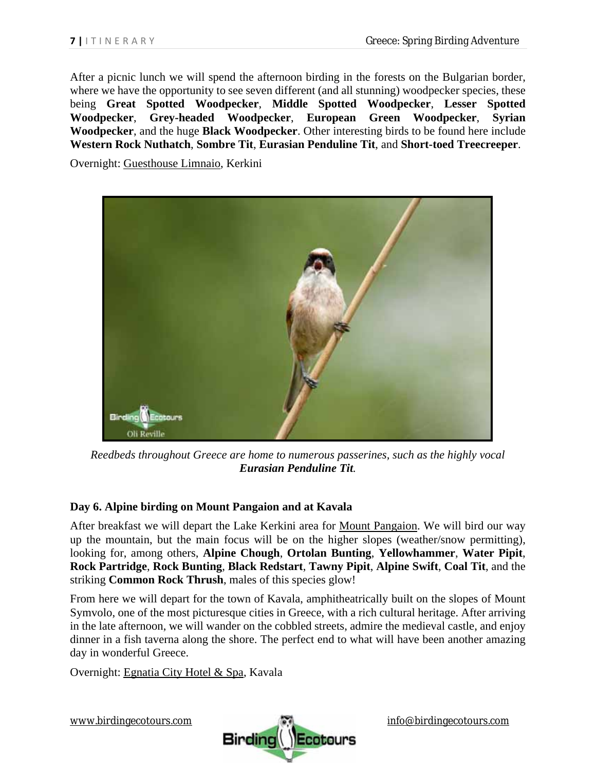After a picnic lunch we will spend the afternoon birding in the forests on the Bulgarian border, where we have the opportunity to see seven different (and all stunning) woodpecker species, these being **Great Spotted Woodpecker**, **Middle Spotted Woodpecker**, **Lesser Spotted Woodpecker**, **Grey-headed Woodpecker**, **European Green Woodpecker**, **Syrian Woodpecker**, and the huge **Black Woodpecker**. Other interesting birds to be found here include **Western Rock Nuthatch**, **Sombre Tit**, **Eurasian Penduline Tit**, and **Short-toed Treecreeper**.

Overnight: Guesthouse Limnaio, Kerkini

*Reedbeds throughout Greece are home to numerous passerines, such as the highly vocal* ***Eurasian Penduline Tit****.*

**Day 6. Alpine birding on Mount Pangaion and at Kavala**

After breakfast we will depart the Lake Kerkini area for Mount Pangaion. We will bird our way up the mountain, but the main focus will be on the higher slopes (weather/snow permitting), looking for, among others, **Alpine Chough**, **Ortolan Bunting**, **Yellowhammer**, **Water Pipit**, **Rock Partridge**, **Rock Bunting**, **Black Redstart**, **Tawny Pipit**, **Alpine Swift**, **Coal Tit**, and the striking **Common Rock Thrush**, males of this species glow!

From here we will depart for the town of Kavala, amphitheatrically built on the slopes of Mount Symvolo, one of the most picturesque cities in Greece, with a rich cultural heritage. After arriving in the late afternoon, we will wander on the cobbled streets, admire the medieval castle, and enjoy dinner in a fish taverna along the shore. The perfect end to what will have been another amazing day in wonderful Greece.

Overnight: Egnatia City Hotel & Spa, Kavala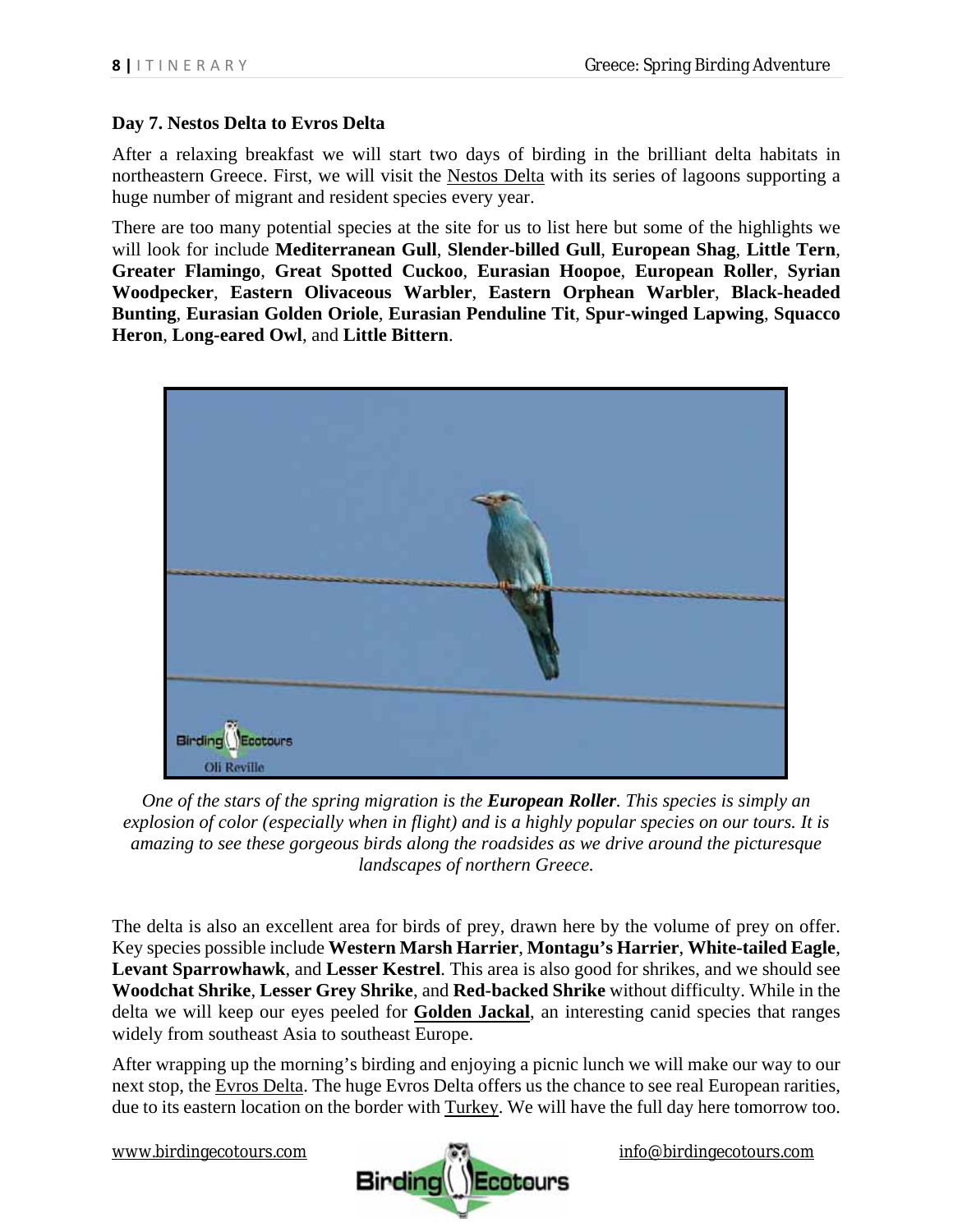### Day 7. Nestos Delta to Evros Delta

After a relaxing breakfast we will start two days of birding in the brilliant delta habitats in northeastern Greece. First, we will visit the Nestos Delta with its series of lagoons supporting a huge number of migrant and resident species every year.

There are too many potential species at the site for us to list here but some of the highlights we will look for include **Mediterranean Gull**, **Slender-billed Gull**, **European Shag**, **Little Tern**, **Greater Flamingo**, **Great Spotted Cuckoo**, **Eurasian Hoopoe**, **European Roller**, **Syrian Woodpecker**, **Eastern Olivaceous Warbler**, **Eastern Orphean Warbler**, **Black-headed Bunting**, **Eurasian Golden Oriole**, **Eurasian Penduline Tit**, **Spur-winged Lapwing**, **Squacco Heron**, **Long-eared Owl**, and **Little Bittern**.

*One of the stars of the spring migration is the **European Roller**. This species is simply an explosion of color (especially when in flight) and is a highly popular species on our tours. It is amazing to see these gorgeous birds along the roadsides as we drive around the picturesque landscapes of northern Greece.*

The delta is also an excellent area for birds of prey, drawn here by the volume of prey on offer. Key species possible include **Western Marsh Harrier**, **Montagu's Harrier**, **White-tailed Eagle**, **Levant Sparrowhawk**, and **Lesser Kestrel**. This area is also good for shrikes, and we should see **Woodchat Shrike**, **Lesser Grey Shrike**, and **Red-backed Shrike** without difficulty. While in the delta we will keep our eyes peeled for **Golden Jackal**, an interesting canid species that ranges widely from southeast Asia to southeast Europe.

After wrapping up the morning's birding and enjoying a picnic lunch we will make our way to our next stop, the Evros Delta. The huge Evros Delta offers us the chance to see real European rarities, due to its eastern location on the border with Turkey. We will have the full day here tomorrow too.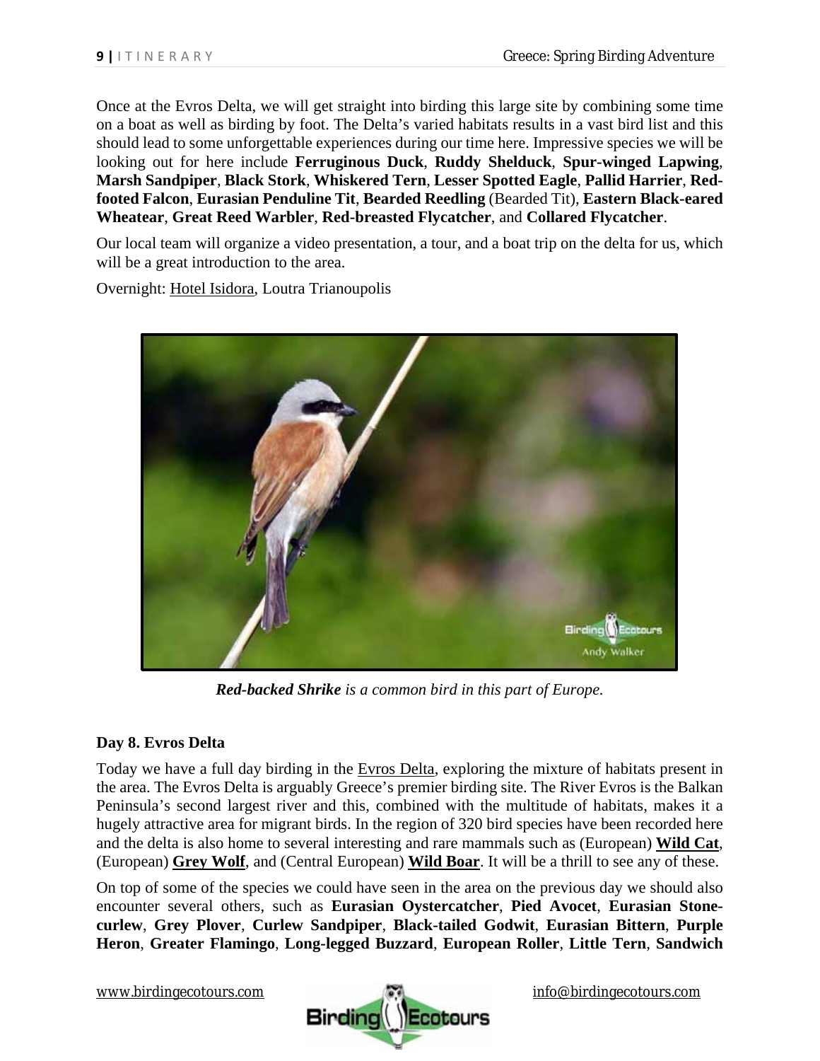Once at the Evros Delta, we will get straight into birding this large site by combining some time on a boat as well as birding by foot. The Delta's varied habitats results in a vast bird list and this should lead to some unforgettable experiences during our time here. Impressive species we will be looking out for here include **Ferruginous Duck**, **Ruddy Shelduck**, **Spur-winged Lapwing**, **Marsh Sandpiper**, **Black Stork**, **Whiskered Tern**, **Lesser Spotted Eagle**, **Pallid Harrier**, **Red-footed Falcon**, **Eurasian Penduline Tit**, **Bearded Reedling** (Bearded Tit), **Eastern Black-eared Wheatear**, **Great Reed Warbler**, **Red-breasted Flycatcher**, and **Collared Flycatcher**.

Our local team will organize a video presentation, a tour, and a boat trip on the delta for us, which will be a great introduction to the area.

Overnight: Hotel Isidora, Loutra Trianoupolis

***Red-backed Shrike*** *is a common bird in this part of Europe.*

**Day 8. Evros Delta**

Today we have a full day birding in the Evros Delta, exploring the mixture of habitats present in the area. The Evros Delta is arguably Greece's premier birding site. The River Evros is the Balkan Peninsula's second largest river and this, combined with the multitude of habitats, makes it a hugely attractive area for migrant birds. In the region of 320 bird species have been recorded here and the delta is also home to several interesting and rare mammals such as (European) **Wild Cat**, (European) **Grey Wolf**, and (Central European) **Wild Boar**. It will be a thrill to see any of these.

On top of some of the species we could have seen in the area on the previous day we should also encounter several others, such as **Eurasian Oystercatcher**, **Pied Avocet**, **Eurasian Stone-curlew**, **Grey Plover**, **Curlew Sandpiper**, **Black-tailed Godwit**, **Eurasian Bittern**, **Purple Heron**, **Greater Flamingo**, **Long-legged Buzzard**, **European Roller**, **Little Tern**, **Sandwich**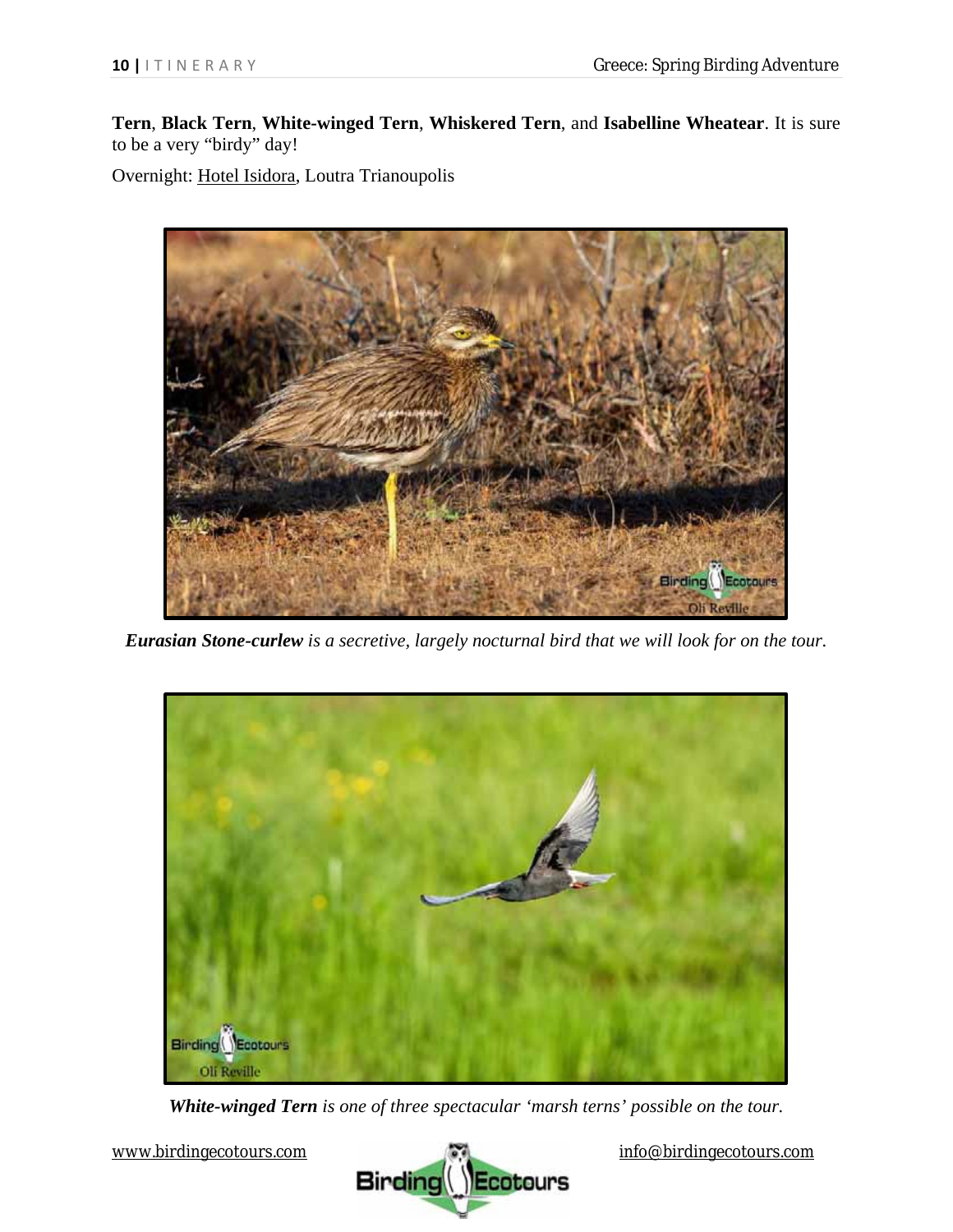**Tern**, **Black Tern**, **White-winged Tern**, **Whiskered Tern**, and **Isabelline Wheatear**. It is sure to be a very "birdy" day!

Overnight: Hotel Isidora, Loutra Trianoupolis

***Eurasian Stone-curlew*** *is a secretive, largely nocturnal bird that we will look for on the tour.*

***White-winged Tern*** *is one of three spectacular 'marsh terns' possible on the tour.*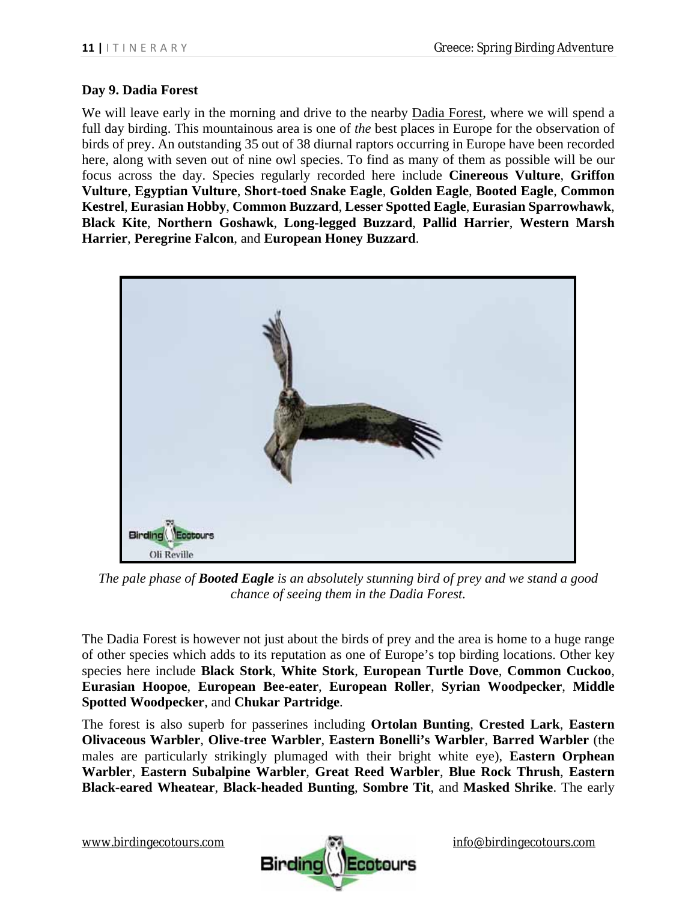**Day 9. Dadia Forest**

We will leave early in the morning and drive to the nearby Dadia Forest, where we will spend a full day birding. This mountainous area is one of *the* best places in Europe for the observation of birds of prey. An outstanding 35 out of 38 diurnal raptors occurring in Europe have been recorded here, along with seven out of nine owl species. To find as many of them as possible will be our focus across the day. Species regularly recorded here include **Cinereous Vulture**, **Griffon Vulture**, **Egyptian Vulture**, **Short-toed Snake Eagle**, **Golden Eagle**, **Booted Eagle**, **Common Kestrel**, **Eurasian Hobby**, **Common Buzzard**, **Lesser Spotted Eagle**, **Eurasian Sparrowhawk**, **Black Kite**, **Northern Goshawk**, **Long-legged Buzzard**, **Pallid Harrier**, **Western Marsh Harrier**, **Peregrine Falcon**, and **European Honey Buzzard**.

*The pale phase of **Booted Eagle** is an absolutely stunning bird of prey and we stand a good chance of seeing them in the Dadia Forest.*

The Dadia Forest is however not just about the birds of prey and the area is home to a huge range of other species which adds to its reputation as one of Europe's top birding locations. Other key species here include **Black Stork**, **White Stork**, **European Turtle Dove**, **Common Cuckoo**, **Eurasian Hoopoe**, **European Bee-eater**, **European Roller**, **Syrian Woodpecker**, **Middle Spotted Woodpecker**, and **Chukar Partridge**.

The forest is also superb for passerines including **Ortolan Bunting**, **Crested Lark**, **Eastern Olivaceous Warbler**, **Olive-tree Warbler**, **Eastern Bonelli's Warbler**, **Barred Warbler** (the males are particularly strikingly plumaged with their bright white eye), **Eastern Orphean Warbler**, **Eastern Subalpine Warbler**, **Great Reed Warbler**, **Blue Rock Thrush**, **Eastern Black-eared Wheatear**, **Black-headed Bunting**, **Sombre Tit**, and **Masked Shrike**. The early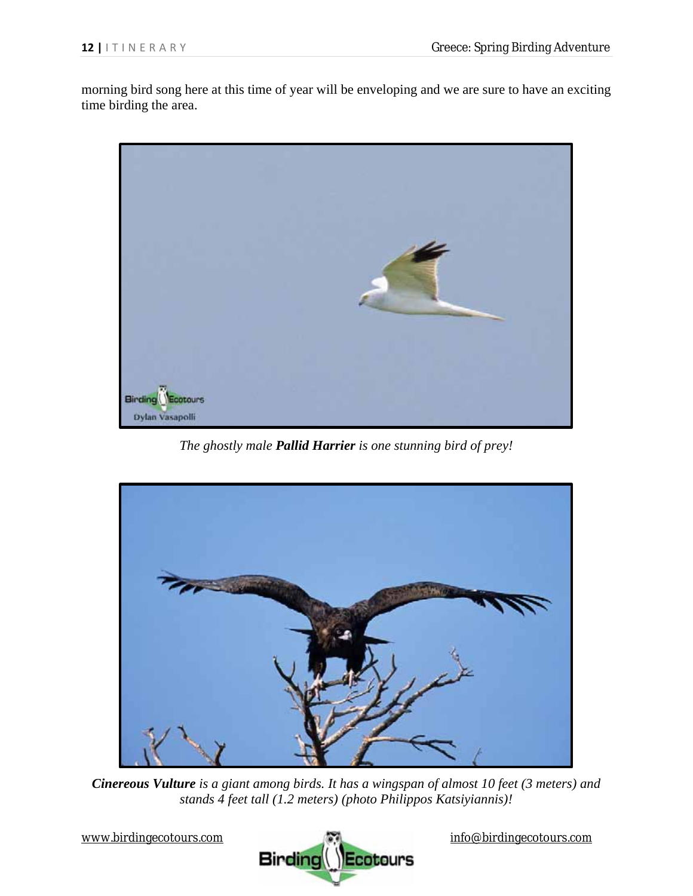morning bird song here at this time of year will be enveloping and we are sure to have an exciting time birding the area.

*The ghostly male **Pallid Harrier** is one stunning bird of prey!*

***Cinereous Vulture** is a giant among birds. It has a wingspan of almost 10 feet (3 meters) and stands 4 feet tall (1.2 meters) (photo Philippos Katsiyiannis)!*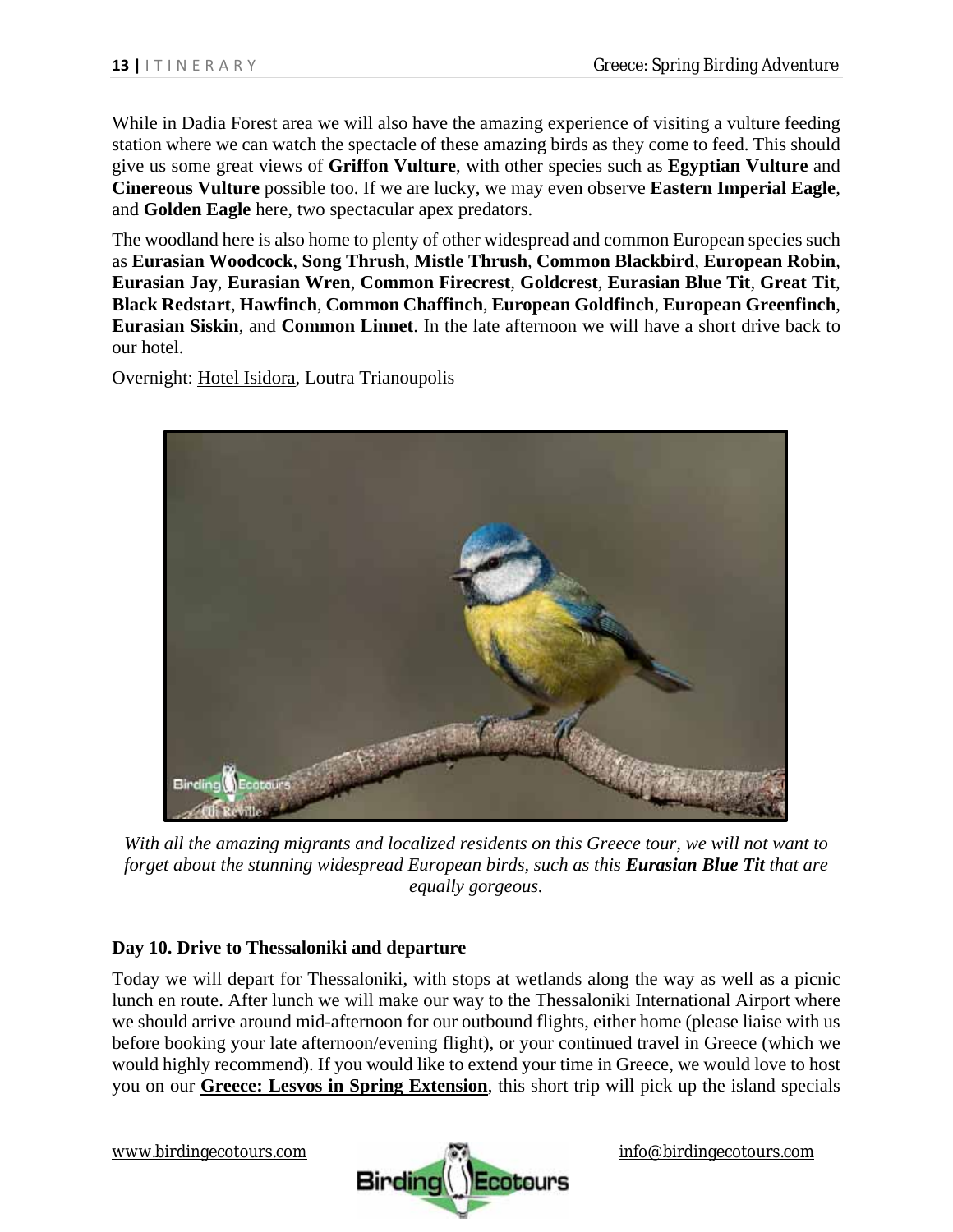While in Dadia Forest area we will also have the amazing experience of visiting a vulture feeding station where we can watch the spectacle of these amazing birds as they come to feed. This should give us some great views of **Griffon Vulture**, with other species such as **Egyptian Vulture** and **Cinereous Vulture** possible too. If we are lucky, we may even observe **Eastern Imperial Eagle**, and **Golden Eagle** here, two spectacular apex predators.

The woodland here is also home to plenty of other widespread and common European species such as **Eurasian Woodcock**, **Song Thrush**, **Mistle Thrush**, **Common Blackbird**, **European Robin**, **Eurasian Jay**, **Eurasian Wren**, **Common Firecrest**, **Goldcrest**, **Eurasian Blue Tit**, **Great Tit**, **Black Redstart**, **Hawfinch**, **Common Chaffinch**, **European Goldfinch**, **European Greenfinch**, **Eurasian Siskin**, and **Common Linnet**. In the late afternoon we will have a short drive back to our hotel.

Overnight: Hotel Isidora, Loutra Trianoupolis

*With all the amazing migrants and localized residents on this Greece tour, we will not want to forget about the stunning widespread European birds, such as this **Eurasian Blue Tit** that are equally gorgeous.*

**Day 10. Drive to Thessaloniki and departure**

Today we will depart for Thessaloniki, with stops at wetlands along the way as well as a picnic lunch en route. After lunch we will make our way to the Thessaloniki International Airport where we should arrive around mid-afternoon for our outbound flights, either home (please liaise with us before booking your late afternoon/evening flight), or your continued travel in Greece (which we would highly recommend). If you would like to extend your time in Greece, we would love to host you on our **Greece: Lesvos in Spring Extension**, this short trip will pick up the island specials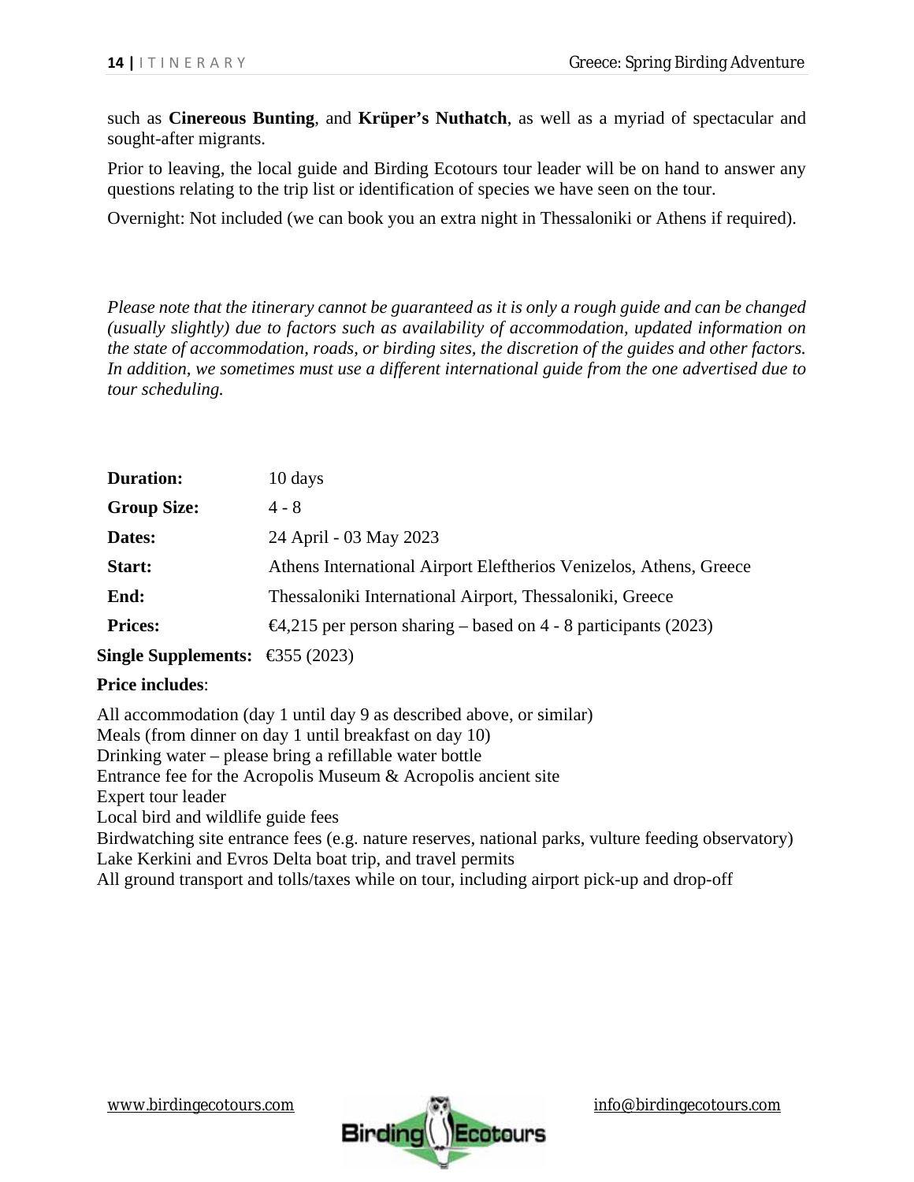such as **Cinereous Bunting**, and **Krüper's Nuthatch**, as well as a myriad of spectacular and sought-after migrants.

Prior to leaving, the local guide and Birding Ecotours tour leader will be on hand to answer any questions relating to the trip list or identification of species we have seen on the tour.

Overnight: Not included (we can book you an extra night in Thessaloniki or Athens if required).

*Please note that the itinerary cannot be guaranteed as it is only a rough guide and can be changed (usually slightly) due to factors such as availability of accommodation, updated information on the state of accommodation, roads, or birding sites, the discretion of the guides and other factors. In addition, we sometimes must use a different international guide from the one advertised due to tour scheduling.*

| | |
|---|---|
| **Duration:** | 10 days |
| **Group Size:** | 4 - 8 |
| **Dates:** | 24 April - 03 May 2023 |
| **Start:** | Athens International Airport Eleftherios Venizelos, Athens, Greece |
| **End:** | Thessaloniki International Airport, Thessaloniki, Greece |
| **Prices:** | €4,215 per person sharing – based on 4 - 8 participants (2023) |
| **Single Supplements:** | €355 (2023) |

**Price includes**:

All accommodation (day 1 until day 9 as described above, or similar)
Meals (from dinner on day 1 until breakfast on day 10)
Drinking water – please bring a refillable water bottle
Entrance fee for the Acropolis Museum & Acropolis ancient site
Expert tour leader
Local bird and wildlife guide fees
Birdwatching site entrance fees (e.g. nature reserves, national parks, vulture feeding observatory)
Lake Kerkini and Evros Delta boat trip, and travel permits
All ground transport and tolls/taxes while on tour, including airport pick-up and drop-off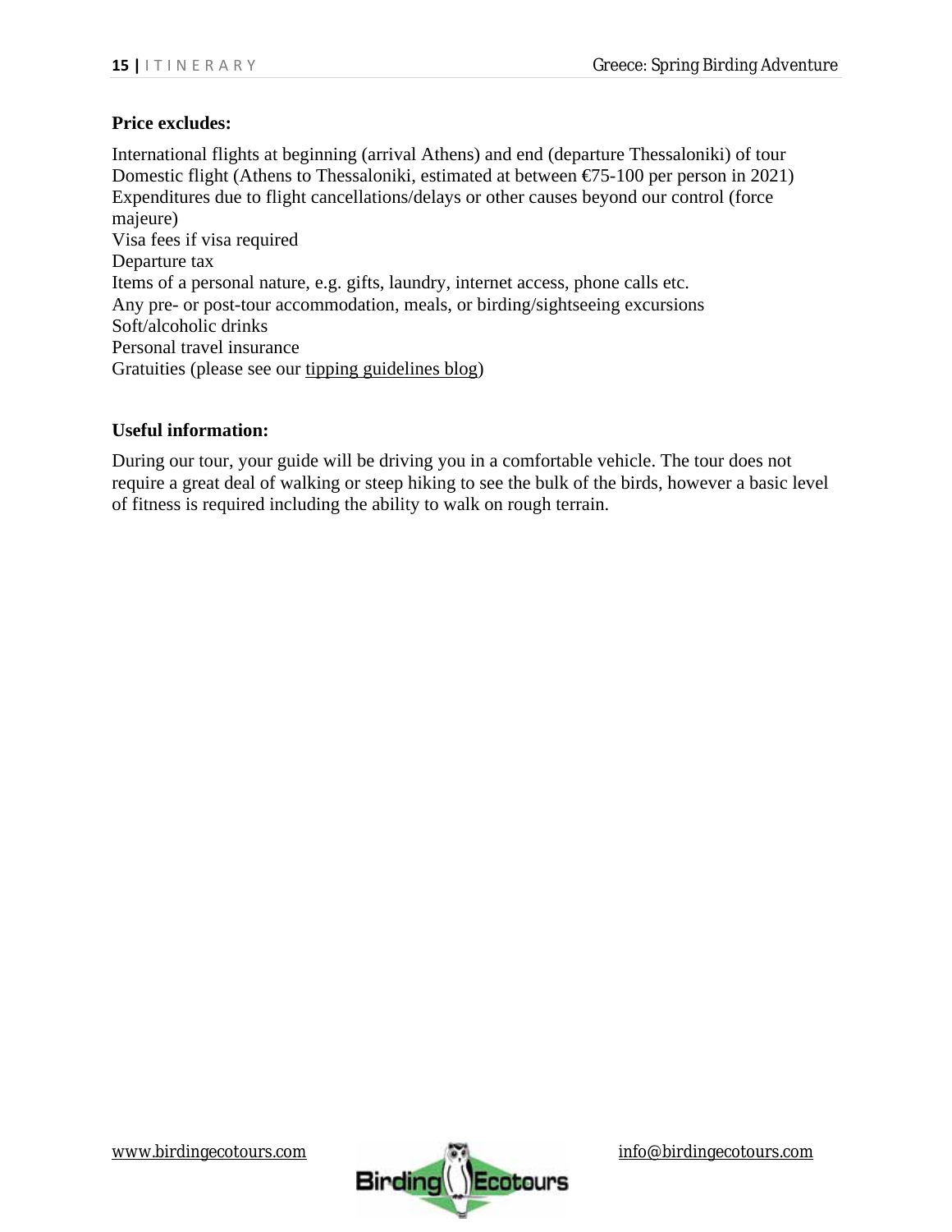**Price excludes:**

International flights at beginning (arrival Athens) and end (departure Thessaloniki) of tour
Domestic flight (Athens to Thessaloniki, estimated at between €75-100 per person in 2021)
Expenditures due to flight cancellations/delays or other causes beyond our control (force majeure)
Visa fees if visa required
Departure tax
Items of a personal nature, e.g. gifts, laundry, internet access, phone calls etc.
Any pre- or post-tour accommodation, meals, or birding/sightseeing excursions
Soft/alcoholic drinks
Personal travel insurance
Gratuities (please see our tipping guidelines blog)

**Useful information:**

During our tour, your guide will be driving you in a comfortable vehicle. The tour does not require a great deal of walking or steep hiking to see the bulk of the birds, however a basic level of fitness is required including the ability to walk on rough terrain.